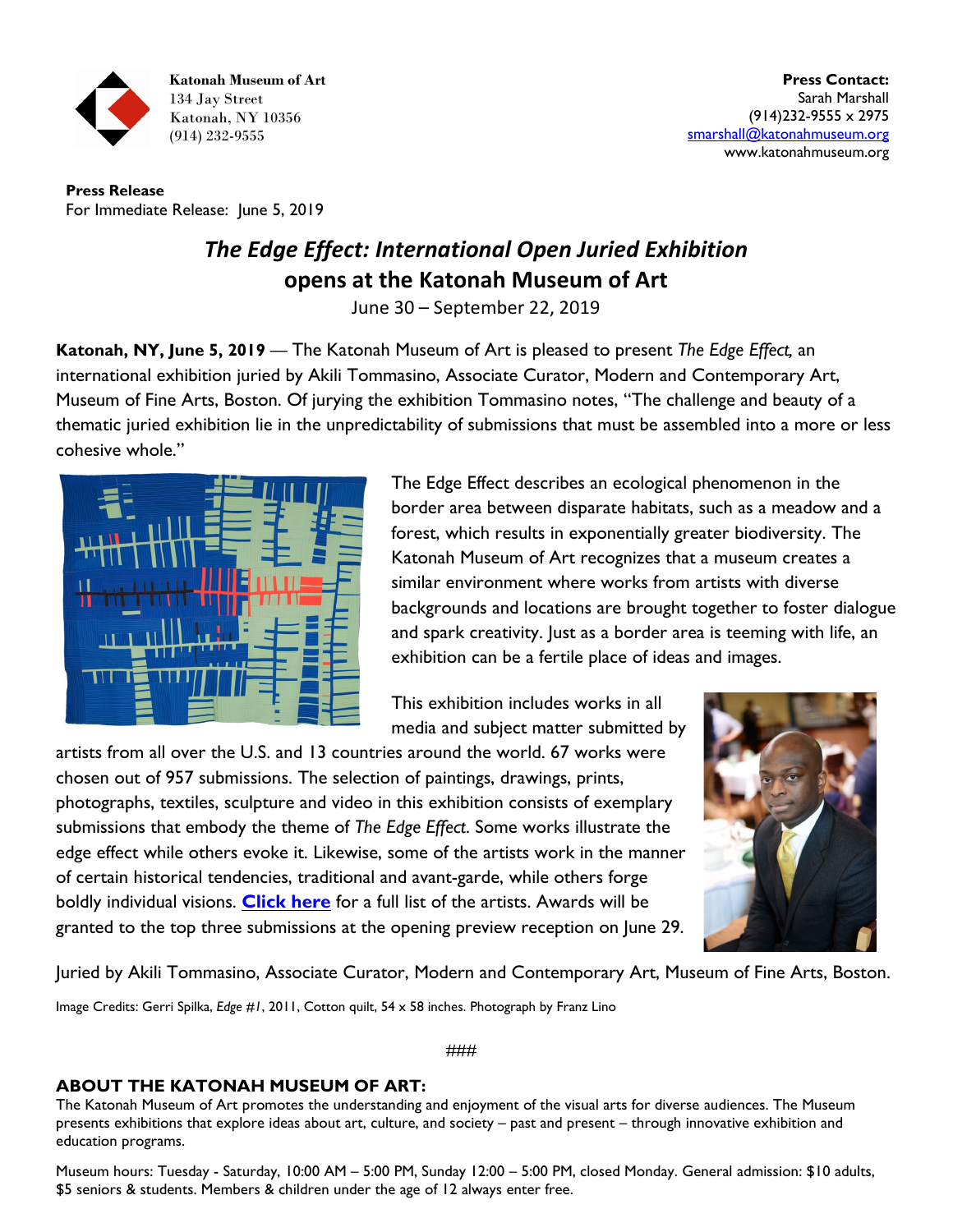**Katonah Museum of Art**
134 Jay Street
Katonah, NY 10356
(914) 232-9555

**Press Contact:**
Sarah Marshall
(914)232-9555 x 2975
smarshall@katonahmuseum.org
www.katonahmuseum.org

**Press Release**
For Immediate Release: June 5, 2019

# *The Edge Effect: International Open Juried Exhibition* opens at the Katonah Museum of Art

June 30 – September 22, 2019

**Katonah, NY, June 5, 2019** — The Katonah Museum of Art is pleased to present *The Edge Effect,* an international exhibition juried by Akili Tommasino, Associate Curator, Modern and Contemporary Art, Museum of Fine Arts, Boston. Of jurying the exhibition Tommasino notes, "The challenge and beauty of a thematic juried exhibition lie in the unpredictability of submissions that must be assembled into a more or less cohesive whole."

The Edge Effect describes an ecological phenomenon in the border area between disparate habitats, such as a meadow and a forest, which results in exponentially greater biodiversity. The Katonah Museum of Art recognizes that a museum creates a similar environment where works from artists with diverse backgrounds and locations are brought together to foster dialogue and spark creativity. Just as a border area is teeming with life, an exhibition can be a fertile place of ideas and images.

This exhibition includes works in all media and subject matter submitted by artists from all over the U.S. and 13 countries around the world. 67 works were chosen out of 957 submissions. The selection of paintings, drawings, prints, photographs, textiles, sculpture and video in this exhibition consists of exemplary submissions that embody the theme of *The Edge Effect*. Some works illustrate the edge effect while others evoke it. Likewise, some of the artists work in the manner of certain historical tendencies, traditional and avant-garde, while others forge boldly individual visions. **Click here** for a full list of the artists. Awards will be granted to the top three submissions at the opening preview reception on June 29.

Juried by Akili Tommasino, Associate Curator, Modern and Contemporary Art, Museum of Fine Arts, Boston.

Image Credits: Gerri Spilka, *Edge #1*, 2011, Cotton quilt, 54 x 58 inches. Photograph by Franz Lino

###

## ABOUT THE KATONAH MUSEUM OF ART:

The Katonah Museum of Art promotes the understanding and enjoyment of the visual arts for diverse audiences. The Museum presents exhibitions that explore ideas about art, culture, and society – past and present – through innovative exhibition and education programs.

Museum hours: Tuesday - Saturday, 10:00 AM – 5:00 PM, Sunday 12:00 – 5:00 PM, closed Monday. General admission: $10 adults, $5 seniors & students. Members & children under the age of 12 always enter free.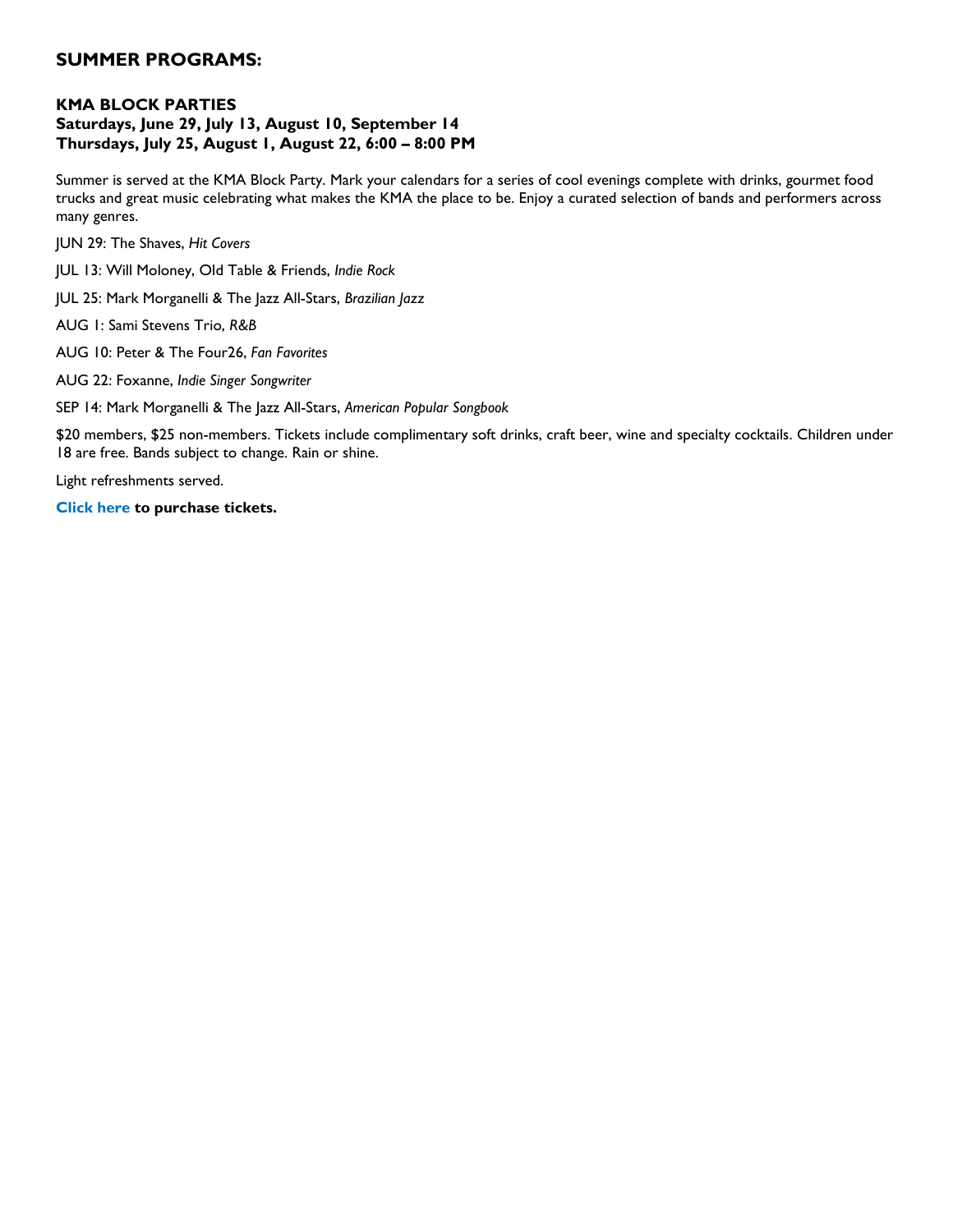## SUMMER PROGRAMS:

### KMA BLOCK PARTIES

**Saturdays, June 29, July 13, August 10, September 14**
**Thursdays, July 25, August 1, August 22, 6:00 – 8:00 PM**

Summer is served at the KMA Block Party. Mark your calendars for a series of cool evenings complete with drinks, gourmet food trucks and great music celebrating what makes the KMA the place to be. Enjoy a curated selection of bands and performers across many genres.

JUN 29: The Shaves, *Hit Covers*

JUL 13: Will Moloney, Old Table & Friends, *Indie Rock*

JUL 25: Mark Morganelli & The Jazz All-Stars, *Brazilian Jazz*

AUG 1: Sami Stevens Trio, *R&B*

AUG 10: Peter & The Four26, *Fan Favorites*

AUG 22: Foxanne, *Indie Singer Songwriter*

SEP 14: Mark Morganelli & The Jazz All-Stars, *American Popular Songbook*

$20 members, $25 non-members. Tickets include complimentary soft drinks, craft beer, wine and specialty cocktails. Children under 18 are free. Bands subject to change. Rain or shine.

Light refreshments served.

**Click here to purchase tickets.**